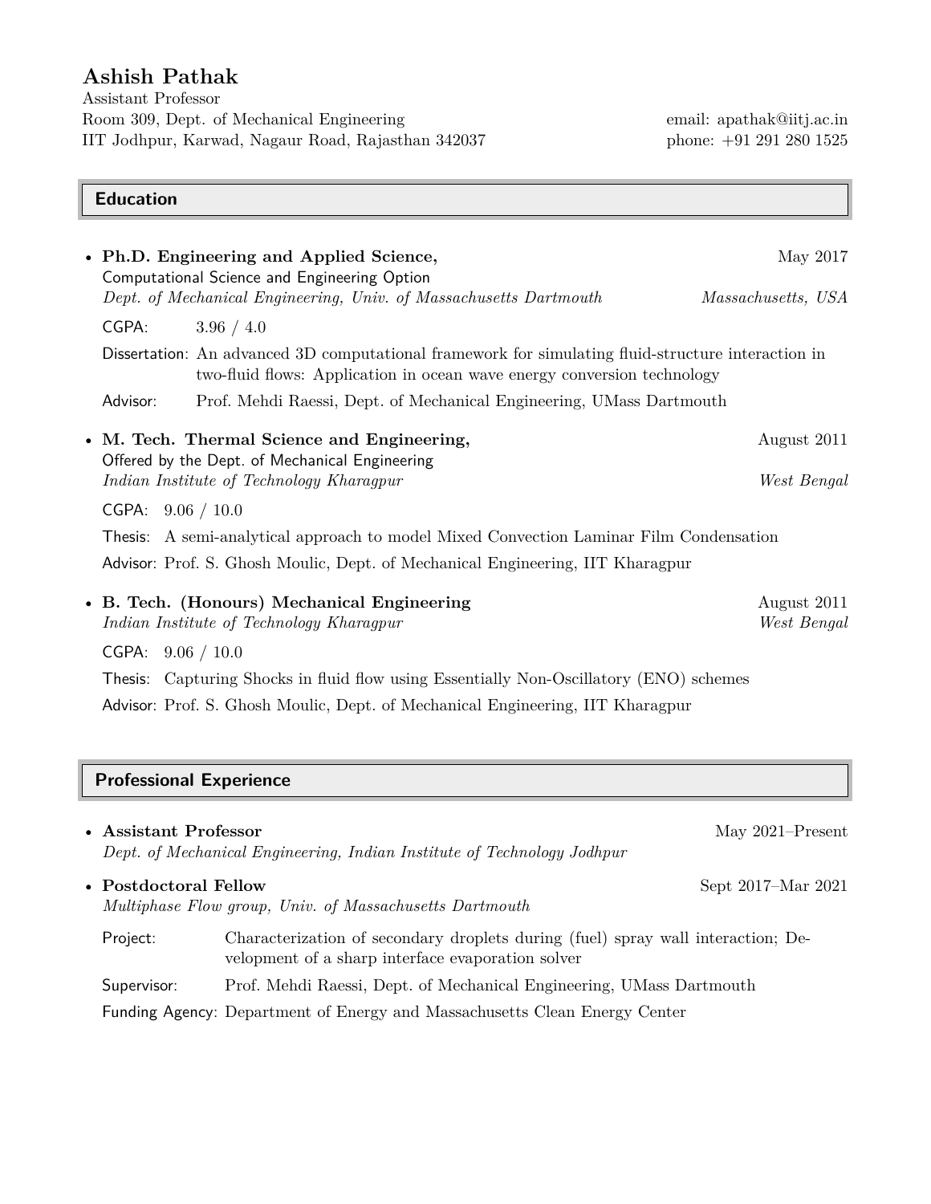# Ashish Pathak

Assistant Professor
Room 309, Dept. of Mechanical Engineering
IIT Jodhpur, Karwad, Nagaur Road, Rajasthan 342037

email: apathak@iitj.ac.in
phone: +91 291 280 1525

## Education

- **Ph.D. Engineering and Applied Science,** May 2017
  Computational Science and Engineering Option
  *Dept. of Mechanical Engineering, Univ. of Massachusetts Dartmouth* — *Massachusetts, USA*

  CGPA: 3.96 / 4.0

  Dissertation: An advanced 3D computational framework for simulating fluid-structure interaction in two-fluid flows: Application in ocean wave energy conversion technology

  Advisor: Prof. Mehdi Raessi, Dept. of Mechanical Engineering, UMass Dartmouth

- **M. Tech. Thermal Science and Engineering,** August 2011
  Offered by the Dept. of Mechanical Engineering
  *Indian Institute of Technology Kharagpur* — *West Bengal*

  CGPA: 9.06 / 10.0

  Thesis: A semi-analytical approach to model Mixed Convection Laminar Film Condensation

  Advisor: Prof. S. Ghosh Moulic, Dept. of Mechanical Engineering, IIT Kharagpur

- **B. Tech. (Honours) Mechanical Engineering** August 2011
  *Indian Institute of Technology Kharagpur* — *West Bengal*

  CGPA: 9.06 / 10.0

  Thesis: Capturing Shocks in fluid flow using Essentially Non-Oscillatory (ENO) schemes

  Advisor: Prof. S. Ghosh Moulic, Dept. of Mechanical Engineering, IIT Kharagpur

## Professional Experience

- **Assistant Professor** May 2021–Present
  *Dept. of Mechanical Engineering, Indian Institute of Technology Jodhpur*

- **Postdoctoral Fellow** Sept 2017–Mar 2021
  *Multiphase Flow group, Univ. of Massachusetts Dartmouth*

  Project: Characterization of secondary droplets during (fuel) spray wall interaction; Development of a sharp interface evaporation solver

  Supervisor: Prof. Mehdi Raessi, Dept. of Mechanical Engineering, UMass Dartmouth

  Funding Agency: Department of Energy and Massachusetts Clean Energy Center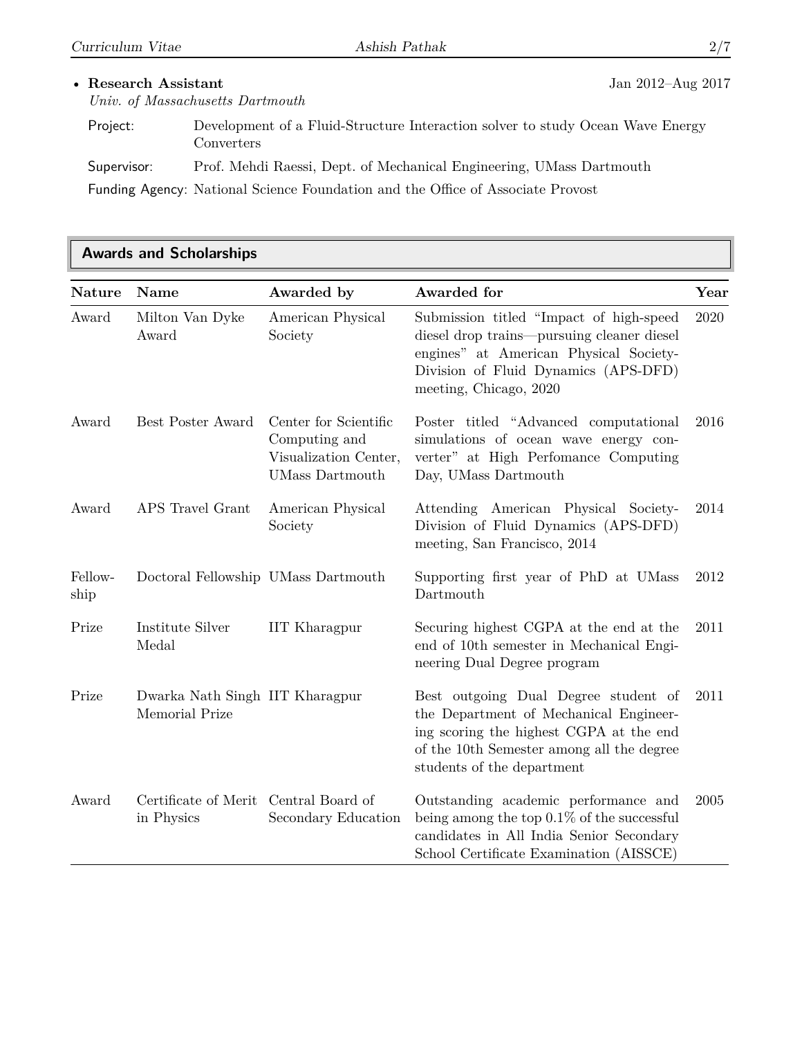- **Research Assistant** Jan 2012–Aug 2017
  *Univ. of Massachusetts Dartmouth*

  Project: Development of a Fluid-Structure Interaction solver to study Ocean Wave Energy Converters

  Supervisor: Prof. Mehdi Raessi, Dept. of Mechanical Engineering, UMass Dartmouth

  Funding Agency: National Science Foundation and the Office of Associate Provost

## Awards and Scholarships

| Nature | Name | Awarded by | Awarded for | Year |
|---|---|---|---|---|
| Award | Milton Van Dyke Award | American Physical Society | Submission titled "Impact of high-speed diesel drop trains—pursuing cleaner diesel engines" at American Physical Society-Division of Fluid Dynamics (APS-DFD) meeting, Chicago, 2020 | 2020 |
| Award | Best Poster Award | Center for Scientific Computing and Visualization Center, UMass Dartmouth | Poster titled "Advanced computational simulations of ocean wave energy converter" at High Perfomance Computing Day, UMass Dartmouth | 2016 |
| Award | APS Travel Grant | American Physical Society | Attending American Physical Society-Division of Fluid Dynamics (APS-DFD) meeting, San Francisco, 2014 | 2014 |
| Fellowship | Doctoral Fellowship | UMass Dartmouth | Supporting first year of PhD at UMass Dartmouth | 2012 |
| Prize | Institute Silver Medal | IIT Kharagpur | Securing highest CGPA at the end at the end of 10th semester in Mechanical Engineering Dual Degree program | 2011 |
| Prize | Dwarka Nath Singh Memorial Prize | IIT Kharagpur | Best outgoing Dual Degree student of the Department of Mechanical Engineering scoring the highest CGPA at the end of the 10th Semester among all the degree students of the department | 2011 |
| Award | Certificate of Merit in Physics | Central Board of Secondary Education | Outstanding academic performance and being among the top 0.1% of the successful candidates in All India Senior Secondary School Certificate Examination (AISSCE) | 2005 |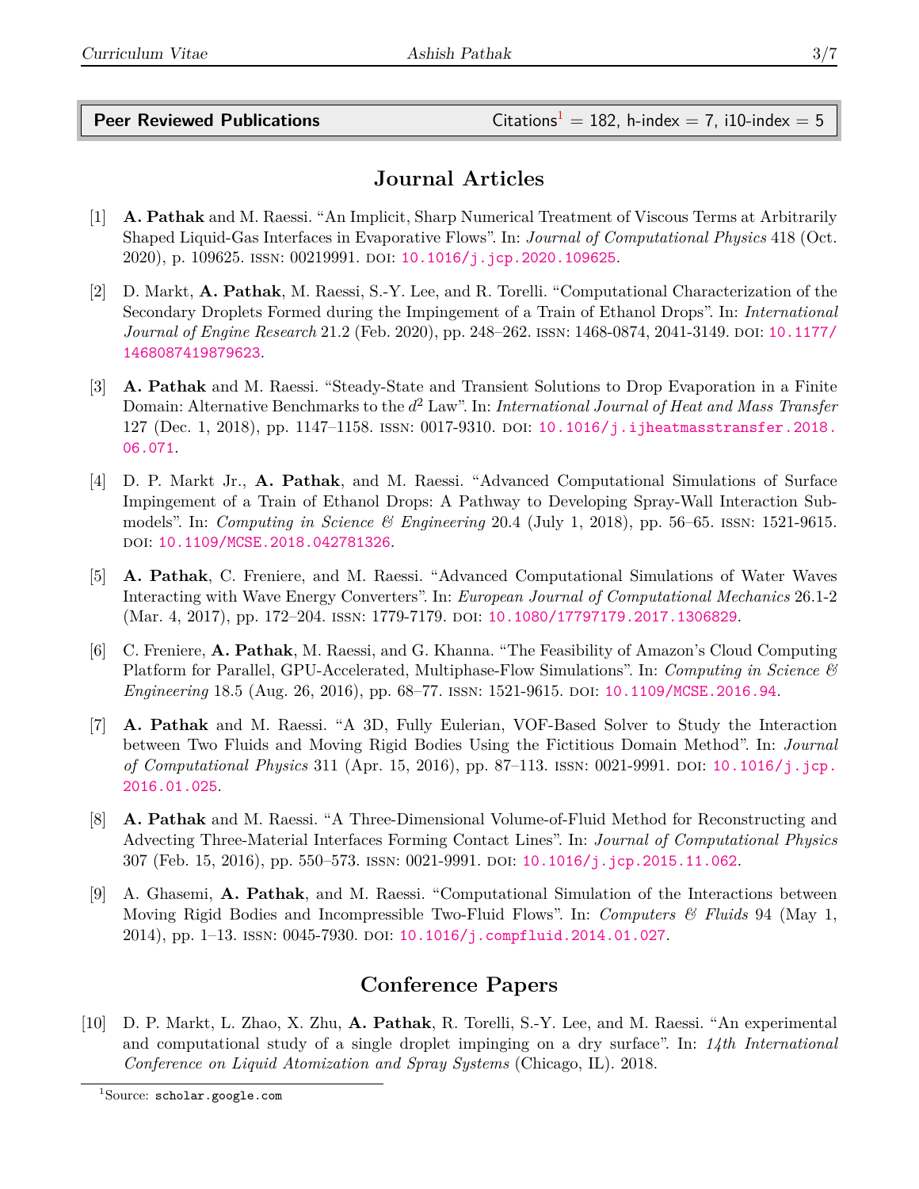## Peer Reviewed Publications

Citations[1] = 182, h-index = 7, i10-index = 5

### Journal Articles

[1] **A. Pathak** and M. Raessi. "An Implicit, Sharp Numerical Treatment of Viscous Terms at Arbitrarily Shaped Liquid-Gas Interfaces in Evaporative Flows". In: *Journal of Computational Physics* 418 (Oct. 2020), p. 109625. ISSN: 00219991. DOI: 10.1016/j.jcp.2020.109625.

[2] D. Markt, **A. Pathak**, M. Raessi, S.-Y. Lee, and R. Torelli. "Computational Characterization of the Secondary Droplets Formed during the Impingement of a Train of Ethanol Drops". In: *International Journal of Engine Research* 21.2 (Feb. 2020), pp. 248–262. ISSN: 1468-0874, 2041-3149. DOI: 10.1177/1468087419879623.

[3] **A. Pathak** and M. Raessi. "Steady-State and Transient Solutions to Drop Evaporation in a Finite Domain: Alternative Benchmarks to the $d^2$ Law". In: *International Journal of Heat and Mass Transfer* 127 (Dec. 1, 2018), pp. 1147–1158. ISSN: 0017-9310. DOI: 10.1016/j.ijheatmasstransfer.2018.06.071.

[4] D. P. Markt Jr., **A. Pathak**, and M. Raessi. "Advanced Computational Simulations of Surface Impingement of a Train of Ethanol Drops: A Pathway to Developing Spray-Wall Interaction Submodels". In: *Computing in Science & Engineering* 20.4 (July 1, 2018), pp. 56–65. ISSN: 1521-9615. DOI: 10.1109/MCSE.2018.042781326.

[5] **A. Pathak**, C. Freniere, and M. Raessi. "Advanced Computational Simulations of Water Waves Interacting with Wave Energy Converters". In: *European Journal of Computational Mechanics* 26.1-2 (Mar. 4, 2017), pp. 172–204. ISSN: 1779-7179. DOI: 10.1080/17797179.2017.1306829.

[6] C. Freniere, **A. Pathak**, M. Raessi, and G. Khanna. "The Feasibility of Amazon's Cloud Computing Platform for Parallel, GPU-Accelerated, Multiphase-Flow Simulations". In: *Computing in Science & Engineering* 18.5 (Aug. 26, 2016), pp. 68–77. ISSN: 1521-9615. DOI: 10.1109/MCSE.2016.94.

[7] **A. Pathak** and M. Raessi. "A 3D, Fully Eulerian, VOF-Based Solver to Study the Interaction between Two Fluids and Moving Rigid Bodies Using the Fictitious Domain Method". In: *Journal of Computational Physics* 311 (Apr. 15, 2016), pp. 87–113. ISSN: 0021-9991. DOI: 10.1016/j.jcp.2016.01.025.

[8] **A. Pathak** and M. Raessi. "A Three-Dimensional Volume-of-Fluid Method for Reconstructing and Advecting Three-Material Interfaces Forming Contact Lines". In: *Journal of Computational Physics* 307 (Feb. 15, 2016), pp. 550–573. ISSN: 0021-9991. DOI: 10.1016/j.jcp.2015.11.062.

[9] A. Ghasemi, **A. Pathak**, and M. Raessi. "Computational Simulation of the Interactions between Moving Rigid Bodies and Incompressible Two-Fluid Flows". In: *Computers & Fluids* 94 (May 1, 2014), pp. 1–13. ISSN: 0045-7930. DOI: 10.1016/j.compfluid.2014.01.027.

### Conference Papers

[10] D. P. Markt, L. Zhao, X. Zhu, **A. Pathak**, R. Torelli, S.-Y. Lee, and M. Raessi. "An experimental and computational study of a single droplet impinging on a dry surface". In: *14th International Conference on Liquid Atomization and Spray Systems* (Chicago, IL). 2018.

[1] Source: scholar.google.com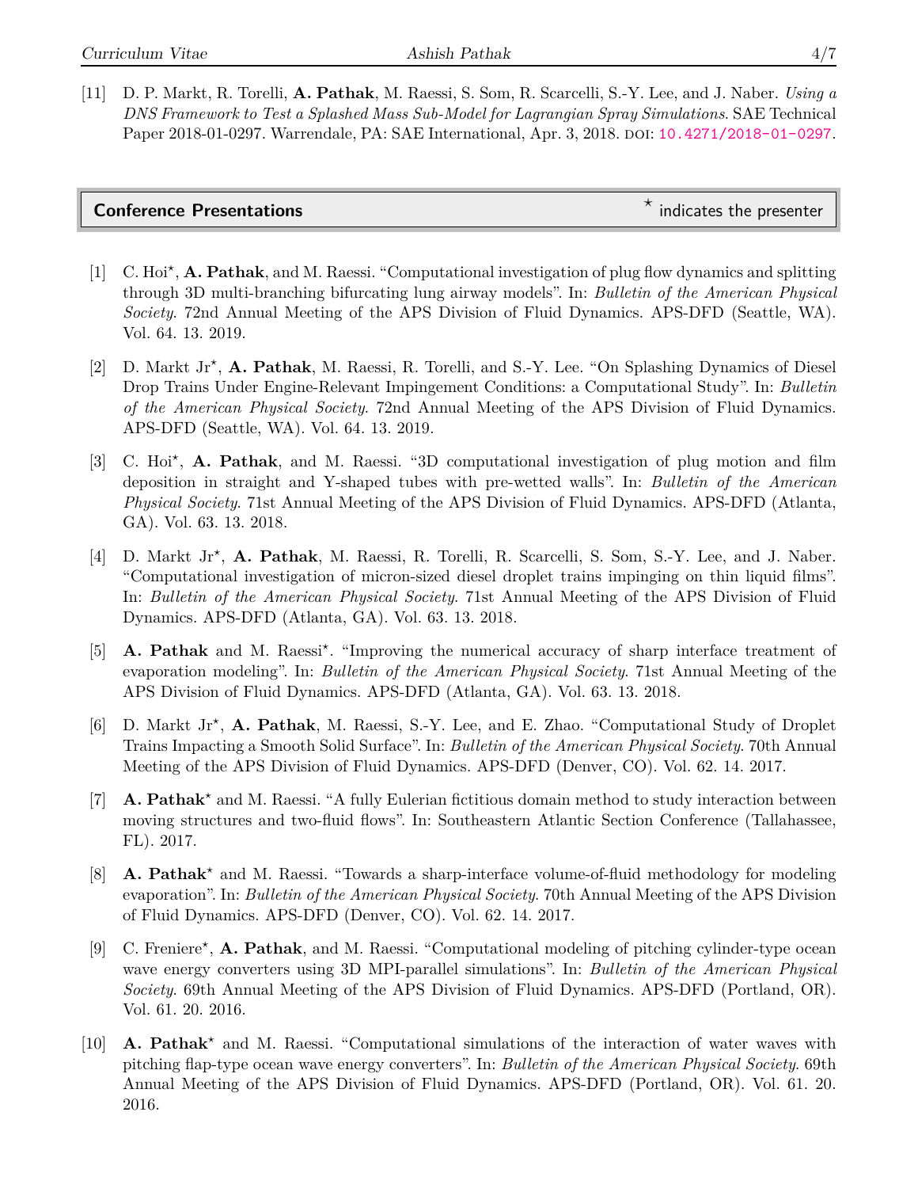[11] D. P. Markt, R. Torelli, **A. Pathak**, M. Raessi, S. Som, R. Scarcelli, S.-Y. Lee, and J. Naber. *Using a DNS Framework to Test a Splashed Mass Sub-Model for Lagrangian Spray Simulations*. SAE Technical Paper 2018-01-0297. Warrendale, PA: SAE International, Apr. 3, 2018. DOI: 10.4271/2018-01-0297.

## Conference Presentations

⋆ indicates the presenter

[1] C. Hoi⋆, **A. Pathak**, and M. Raessi. "Computational investigation of plug flow dynamics and splitting through 3D multi-branching bifurcating lung airway models". In: *Bulletin of the American Physical Society*. 72nd Annual Meeting of the APS Division of Fluid Dynamics. APS-DFD (Seattle, WA). Vol. 64. 13. 2019.

[2] D. Markt Jr⋆, **A. Pathak**, M. Raessi, R. Torelli, and S.-Y. Lee. "On Splashing Dynamics of Diesel Drop Trains Under Engine-Relevant Impingement Conditions: a Computational Study". In: *Bulletin of the American Physical Society*. 72nd Annual Meeting of the APS Division of Fluid Dynamics. APS-DFD (Seattle, WA). Vol. 64. 13. 2019.

[3] C. Hoi⋆, **A. Pathak**, and M. Raessi. "3D computational investigation of plug motion and film deposition in straight and Y-shaped tubes with pre-wetted walls". In: *Bulletin of the American Physical Society*. 71st Annual Meeting of the APS Division of Fluid Dynamics. APS-DFD (Atlanta, GA). Vol. 63. 13. 2018.

[4] D. Markt Jr⋆, **A. Pathak**, M. Raessi, R. Torelli, R. Scarcelli, S. Som, S.-Y. Lee, and J. Naber. "Computational investigation of micron-sized diesel droplet trains impinging on thin liquid films". In: *Bulletin of the American Physical Society*. 71st Annual Meeting of the APS Division of Fluid Dynamics. APS-DFD (Atlanta, GA). Vol. 63. 13. 2018.

[5] **A. Pathak** and M. Raessi⋆. "Improving the numerical accuracy of sharp interface treatment of evaporation modeling". In: *Bulletin of the American Physical Society*. 71st Annual Meeting of the APS Division of Fluid Dynamics. APS-DFD (Atlanta, GA). Vol. 63. 13. 2018.

[6] D. Markt Jr⋆, **A. Pathak**, M. Raessi, S.-Y. Lee, and E. Zhao. "Computational Study of Droplet Trains Impacting a Smooth Solid Surface". In: *Bulletin of the American Physical Society*. 70th Annual Meeting of the APS Division of Fluid Dynamics. APS-DFD (Denver, CO). Vol. 62. 14. 2017.

[7] **A. Pathak⋆** and M. Raessi. "A fully Eulerian fictitious domain method to study interaction between moving structures and two-fluid flows". In: Southeastern Atlantic Section Conference (Tallahassee, FL). 2017.

[8] **A. Pathak⋆** and M. Raessi. "Towards a sharp-interface volume-of-fluid methodology for modeling evaporation". In: *Bulletin of the American Physical Society*. 70th Annual Meeting of the APS Division of Fluid Dynamics. APS-DFD (Denver, CO). Vol. 62. 14. 2017.

[9] C. Freniere⋆, **A. Pathak**, and M. Raessi. "Computational modeling of pitching cylinder-type ocean wave energy converters using 3D MPI-parallel simulations". In: *Bulletin of the American Physical Society*. 69th Annual Meeting of the APS Division of Fluid Dynamics. APS-DFD (Portland, OR). Vol. 61. 20. 2016.

[10] **A. Pathak⋆** and M. Raessi. "Computational simulations of the interaction of water waves with pitching flap-type ocean wave energy converters". In: *Bulletin of the American Physical Society*. 69th Annual Meeting of the APS Division of Fluid Dynamics. APS-DFD (Portland, OR). Vol. 61. 20. 2016.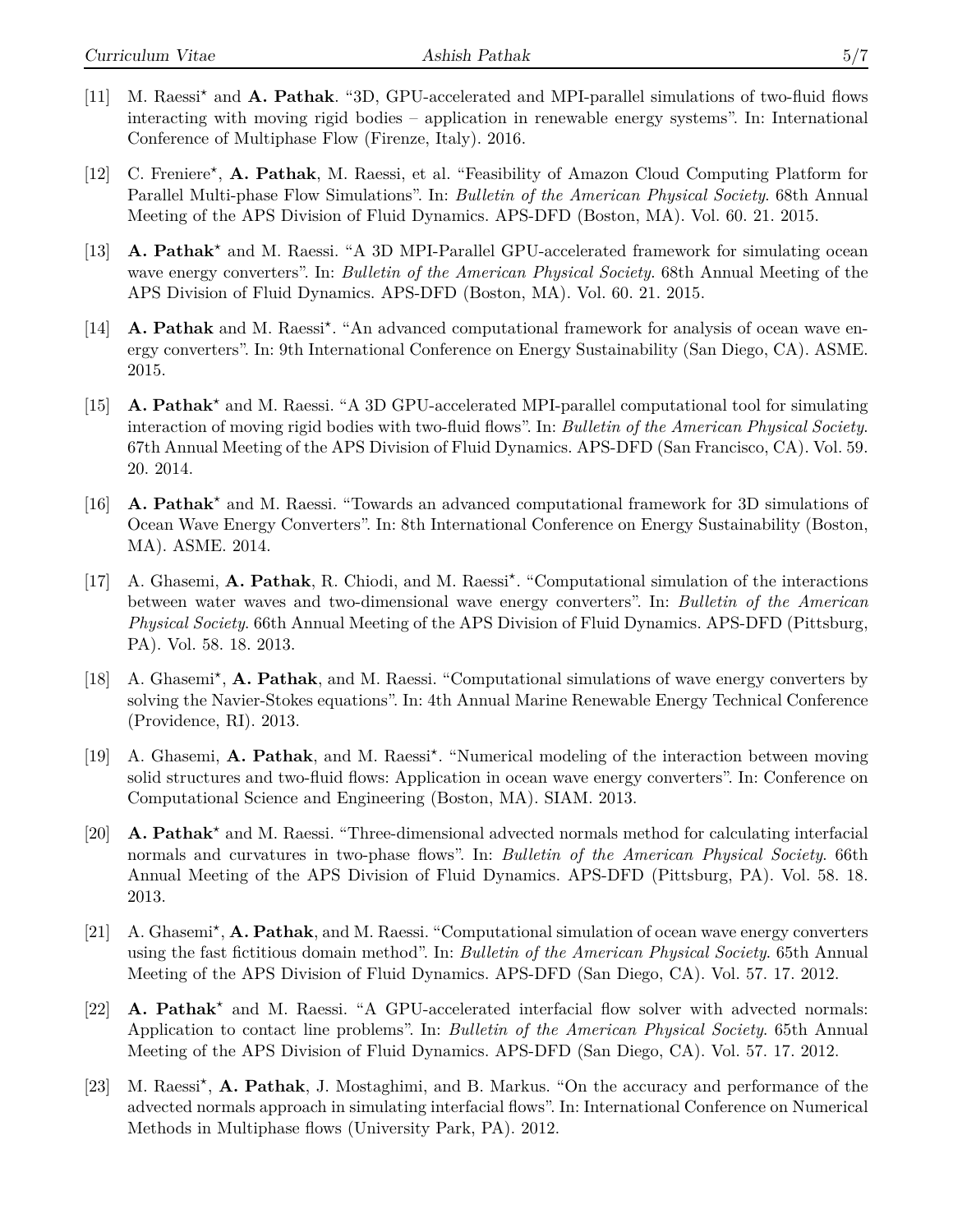[11] M. Raessi⋆ and **A. Pathak**. "3D, GPU-accelerated and MPI-parallel simulations of two-fluid flows interacting with moving rigid bodies – application in renewable energy systems". In: International Conference of Multiphase Flow (Firenze, Italy). 2016.

[12] C. Freniere⋆, **A. Pathak**, M. Raessi, et al. "Feasibility of Amazon Cloud Computing Platform for Parallel Multi-phase Flow Simulations". In: *Bulletin of the American Physical Society*. 68th Annual Meeting of the APS Division of Fluid Dynamics. APS-DFD (Boston, MA). Vol. 60. 21. 2015.

[13] **A. Pathak⋆** and M. Raessi. "A 3D MPI-Parallel GPU-accelerated framework for simulating ocean wave energy converters". In: *Bulletin of the American Physical Society*. 68th Annual Meeting of the APS Division of Fluid Dynamics. APS-DFD (Boston, MA). Vol. 60. 21. 2015.

[14] **A. Pathak** and M. Raessi⋆. "An advanced computational framework for analysis of ocean wave energy converters". In: 9th International Conference on Energy Sustainability (San Diego, CA). ASME. 2015.

[15] **A. Pathak⋆** and M. Raessi. "A 3D GPU-accelerated MPI-parallel computational tool for simulating interaction of moving rigid bodies with two-fluid flows". In: *Bulletin of the American Physical Society*. 67th Annual Meeting of the APS Division of Fluid Dynamics. APS-DFD (San Francisco, CA). Vol. 59. 20. 2014.

[16] **A. Pathak⋆** and M. Raessi. "Towards an advanced computational framework for 3D simulations of Ocean Wave Energy Converters". In: 8th International Conference on Energy Sustainability (Boston, MA). ASME. 2014.

[17] A. Ghasemi, **A. Pathak**, R. Chiodi, and M. Raessi⋆. "Computational simulation of the interactions between water waves and two-dimensional wave energy converters". In: *Bulletin of the American Physical Society*. 66th Annual Meeting of the APS Division of Fluid Dynamics. APS-DFD (Pittsburg, PA). Vol. 58. 18. 2013.

[18] A. Ghasemi⋆, **A. Pathak**, and M. Raessi. "Computational simulations of wave energy converters by solving the Navier-Stokes equations". In: 4th Annual Marine Renewable Energy Technical Conference (Providence, RI). 2013.

[19] A. Ghasemi, **A. Pathak**, and M. Raessi⋆. "Numerical modeling of the interaction between moving solid structures and two-fluid flows: Application in ocean wave energy converters". In: Conference on Computational Science and Engineering (Boston, MA). SIAM. 2013.

[20] **A. Pathak⋆** and M. Raessi. "Three-dimensional advected normals method for calculating interfacial normals and curvatures in two-phase flows". In: *Bulletin of the American Physical Society*. 66th Annual Meeting of the APS Division of Fluid Dynamics. APS-DFD (Pittsburg, PA). Vol. 58. 18. 2013.

[21] A. Ghasemi⋆, **A. Pathak**, and M. Raessi. "Computational simulation of ocean wave energy converters using the fast fictitious domain method". In: *Bulletin of the American Physical Society*. 65th Annual Meeting of the APS Division of Fluid Dynamics. APS-DFD (San Diego, CA). Vol. 57. 17. 2012.

[22] **A. Pathak⋆** and M. Raessi. "A GPU-accelerated interfacial flow solver with advected normals: Application to contact line problems". In: *Bulletin of the American Physical Society*. 65th Annual Meeting of the APS Division of Fluid Dynamics. APS-DFD (San Diego, CA). Vol. 57. 17. 2012.

[23] M. Raessi⋆, **A. Pathak**, J. Mostaghimi, and B. Markus. "On the accuracy and performance of the advected normals approach in simulating interfacial flows". In: International Conference on Numerical Methods in Multiphase flows (University Park, PA). 2012.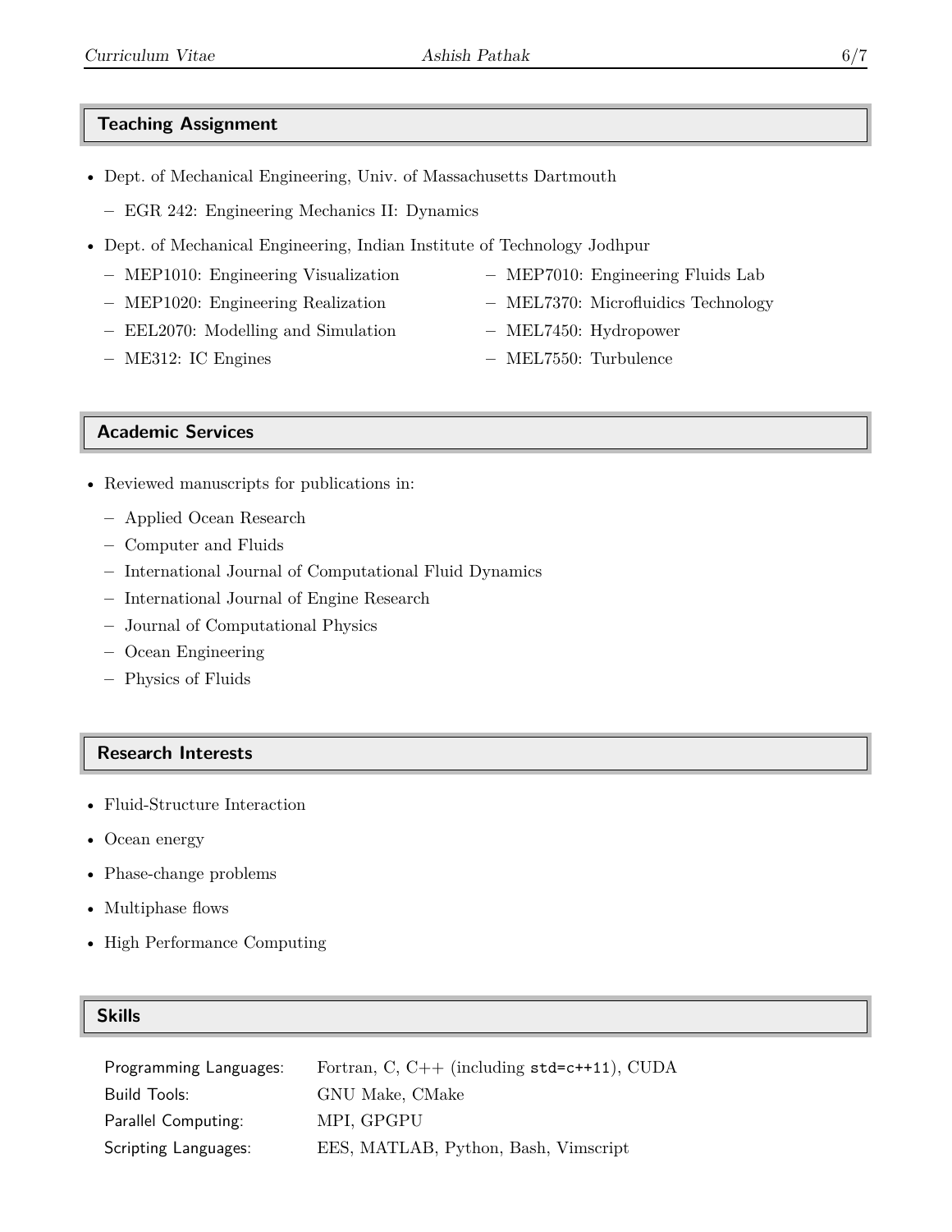## Teaching Assignment

- Dept. of Mechanical Engineering, Univ. of Massachusetts Dartmouth
  - EGR 242: Engineering Mechanics II: Dynamics
- Dept. of Mechanical Engineering, Indian Institute of Technology Jodhpur
  - MEP1010: Engineering Visualization
  - MEP1020: Engineering Realization
  - EEL2070: Modelling and Simulation
  - ME312: IC Engines
  - MEP7010: Engineering Fluids Lab
  - MEL7370: Microfluidics Technology
  - MEL7450: Hydropower
  - MEL7550: Turbulence

## Academic Services

- Reviewed manuscripts for publications in:
  - Applied Ocean Research
  - Computer and Fluids
  - International Journal of Computational Fluid Dynamics
  - International Journal of Engine Research
  - Journal of Computational Physics
  - Ocean Engineering
  - Physics of Fluids

## Research Interests

- Fluid-Structure Interaction
- Ocean energy
- Phase-change problems
- Multiphase flows
- High Performance Computing

## Skills

| | |
|---|---|
| Programming Languages: | Fortran, C, C++ (including `std=c++11`), CUDA |
| Build Tools: | GNU Make, CMake |
| Parallel Computing: | MPI, GPGPU |
| Scripting Languages: | EES, MATLAB, Python, Bash, Vimscript |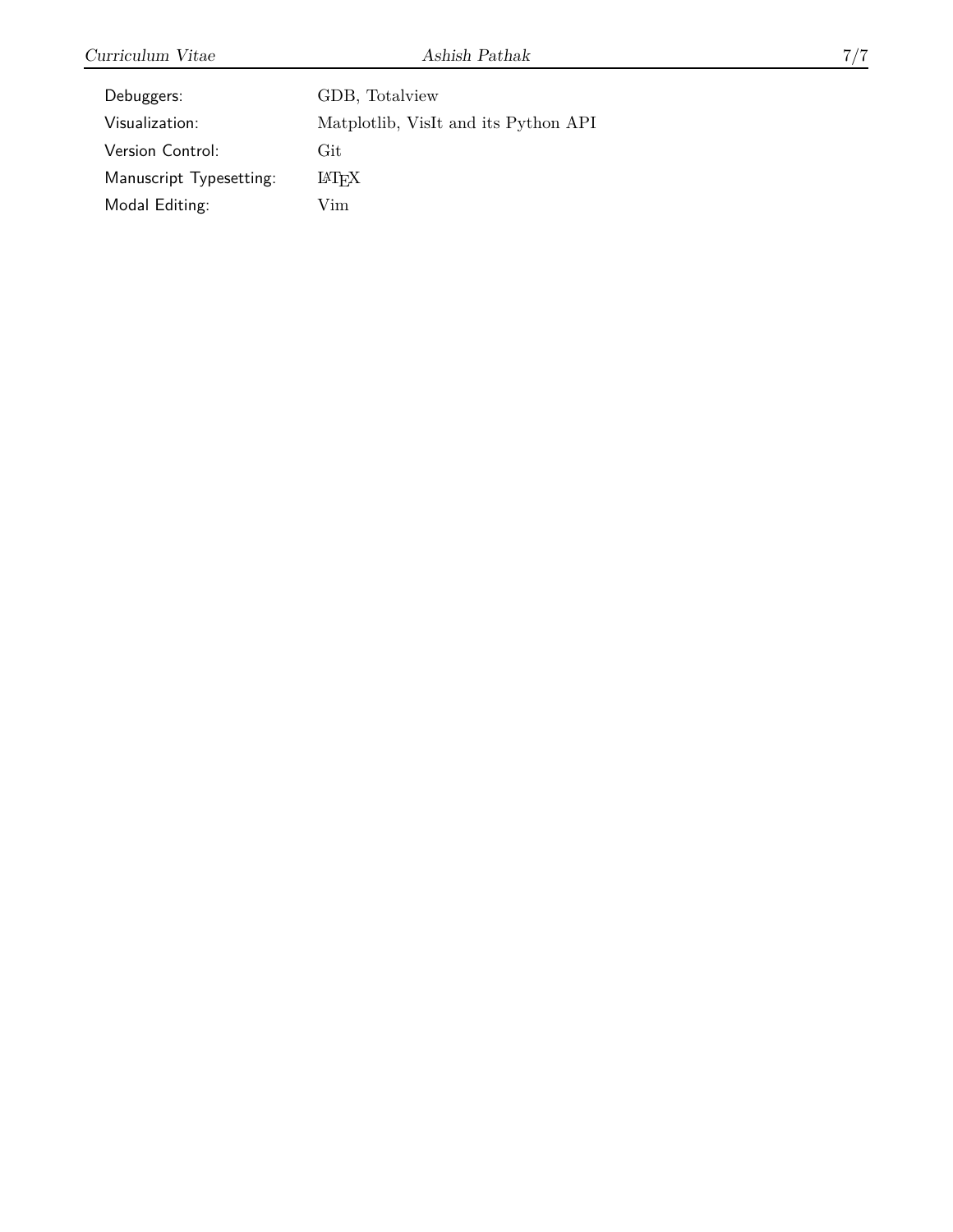| | |
|---|---|
| Debuggers: | GDB, Totalview |
| Visualization: | Matplotlib, VisIt and its Python API |
| Version Control: | Git |
| Manuscript Typesetting: | LaTeX |
| Modal Editing: | Vim |